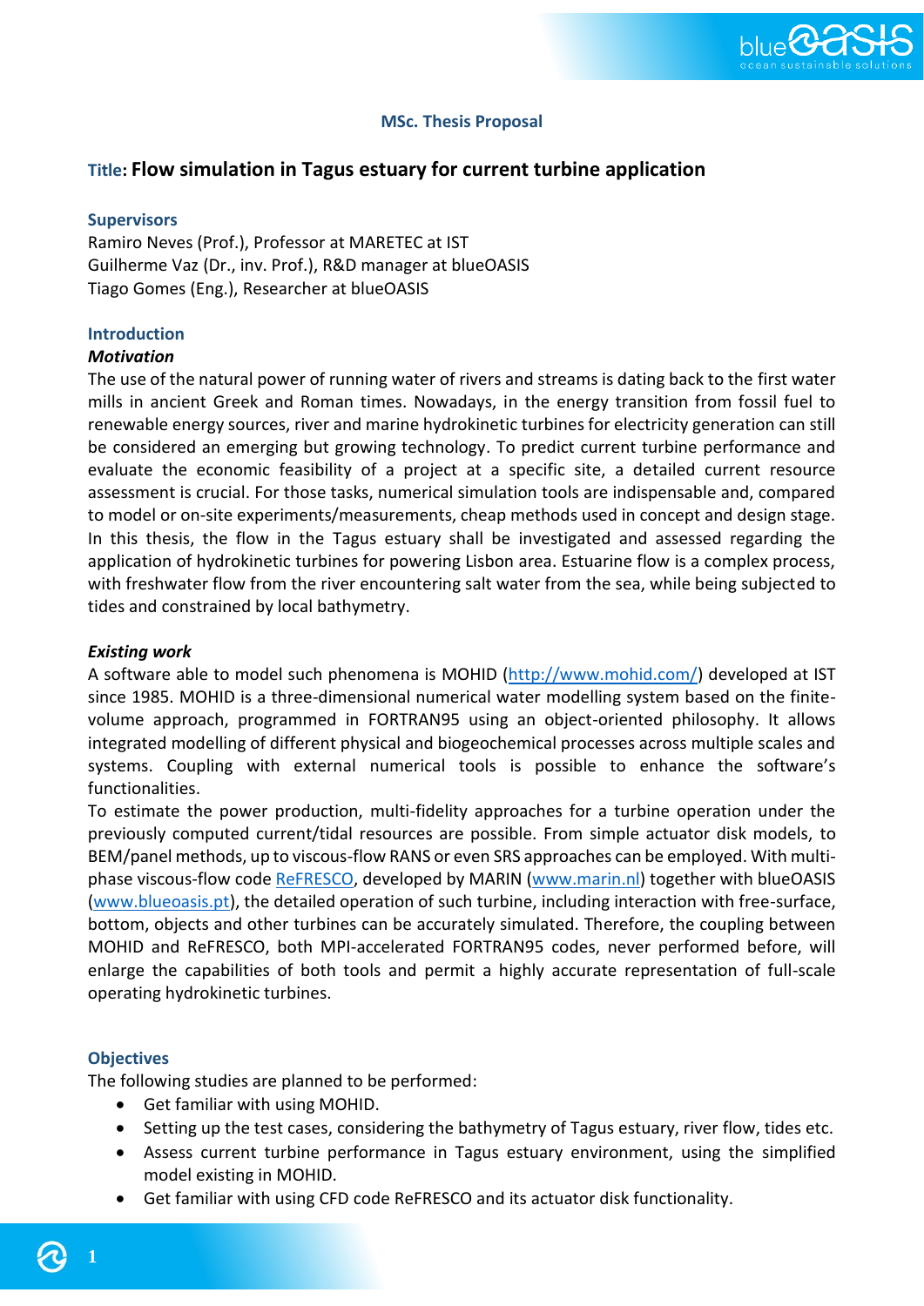**MSc. Thesis Proposal**

## Title: Flow simulation in Tagus estuary for current turbine application

### Supervisors

Ramiro Neves (Prof.), Professor at MARETEC at IST
Guilherme Vaz (Dr., inv. Prof.), R&D manager at blueOASIS
Tiago Gomes (Eng.), Researcher at blueOASIS

### Introduction

***Motivation***

The use of the natural power of running water of rivers and streams is dating back to the first water mills in ancient Greek and Roman times. Nowadays, in the energy transition from fossil fuel to renewable energy sources, river and marine hydrokinetic turbines for electricity generation can still be considered an emerging but growing technology. To predict current turbine performance and evaluate the economic feasibility of a project at a specific site, a detailed current resource assessment is crucial. For those tasks, numerical simulation tools are indispensable and, compared to model or on-site experiments/measurements, cheap methods used in concept and design stage. In this thesis, the flow in the Tagus estuary shall be investigated and assessed regarding the application of hydrokinetic turbines for powering Lisbon area. Estuarine flow is a complex process, with freshwater flow from the river encountering salt water from the sea, while being subjected to tides and constrained by local bathymetry.

***Existing work***

A software able to model such phenomena is MOHID (http://www.mohid.com/) developed at IST since 1985. MOHID is a three-dimensional numerical water modelling system based on the finite-volume approach, programmed in FORTRAN95 using an object-oriented philosophy. It allows integrated modelling of different physical and biogeochemical processes across multiple scales and systems. Coupling with external numerical tools is possible to enhance the software's functionalities.

To estimate the power production, multi-fidelity approaches for a turbine operation under the previously computed current/tidal resources are possible. From simple actuator disk models, to BEM/panel methods, up to viscous-flow RANS or even SRS approaches can be employed. With multi-phase viscous-flow code ReFRESCO, developed by MARIN (www.marin.nl) together with blueOASIS (www.blueoasis.pt), the detailed operation of such turbine, including interaction with free-surface, bottom, objects and other turbines can be accurately simulated. Therefore, the coupling between MOHID and ReFRESCO, both MPI-accelerated FORTRAN95 codes, never performed before, will enlarge the capabilities of both tools and permit a highly accurate representation of full-scale operating hydrokinetic turbines.

### Objectives

The following studies are planned to be performed:

- Get familiar with using MOHID.
- Setting up the test cases, considering the bathymetry of Tagus estuary, river flow, tides etc.
- Assess current turbine performance in Tagus estuary environment, using the simplified model existing in MOHID.
- Get familiar with using CFD code ReFRESCO and its actuator disk functionality.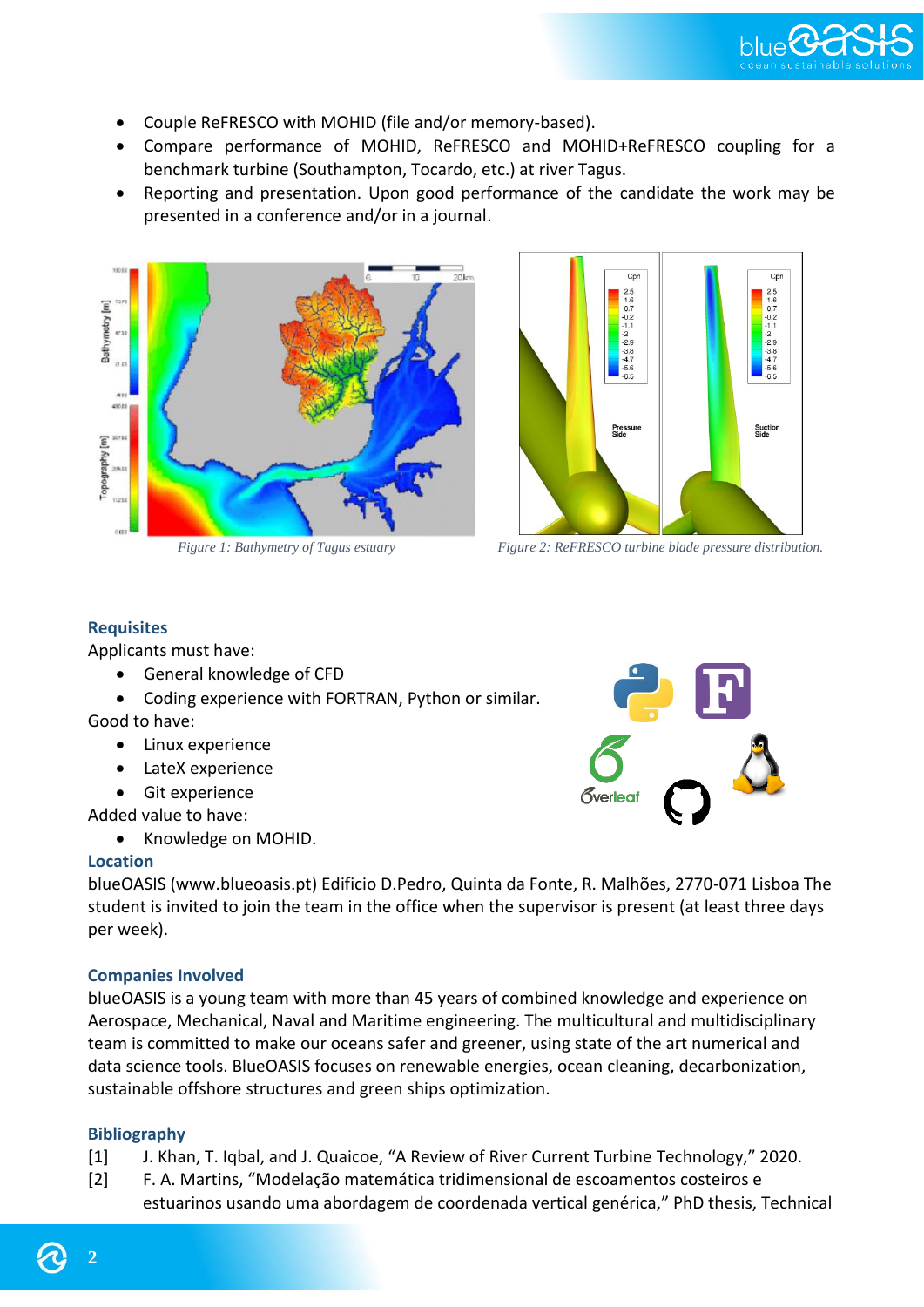- Couple ReFRESCO with MOHID (file and/or memory-based).
- Compare performance of MOHID, ReFRESCO and MOHID+ReFRESCO coupling for a benchmark turbine (Southampton, Tocardo, etc.) at river Tagus.
- Reporting and presentation. Upon good performance of the candidate the work may be presented in a conference and/or in a journal.

*Figure 1: Bathymetry of Tagus estuary*

*Figure 2: ReFRESCO turbine blade pressure distribution.*

## Requisites

Applicants must have:

- General knowledge of CFD
- Coding experience with FORTRAN, Python or similar.

Good to have:

- Linux experience
- LateX experience
- Git experience

Added value to have:

- Knowledge on MOHID.

## Location

blueOASIS (www.blueoasis.pt) Edificio D.Pedro, Quinta da Fonte, R. Malhões, 2770-071 Lisboa The student is invited to join the team in the office when the supervisor is present (at least three days per week).

## Companies Involved

blueOASIS is a young team with more than 45 years of combined knowledge and experience on Aerospace, Mechanical, Naval and Maritime engineering. The multicultural and multidisciplinary team is committed to make our oceans safer and greener, using state of the art numerical and data science tools. BlueOASIS focuses on renewable energies, ocean cleaning, decarbonization, sustainable offshore structures and green ships optimization.

## Bibliography

[1] J. Khan, T. Iqbal, and J. Quaicoe, "A Review of River Current Turbine Technology," 2020.

[2] F. A. Martins, "Modelação matemática tridimensional de escoamentos costeiros e estuarinos usando uma abordagem de coordenada vertical genérica," PhD thesis, Technical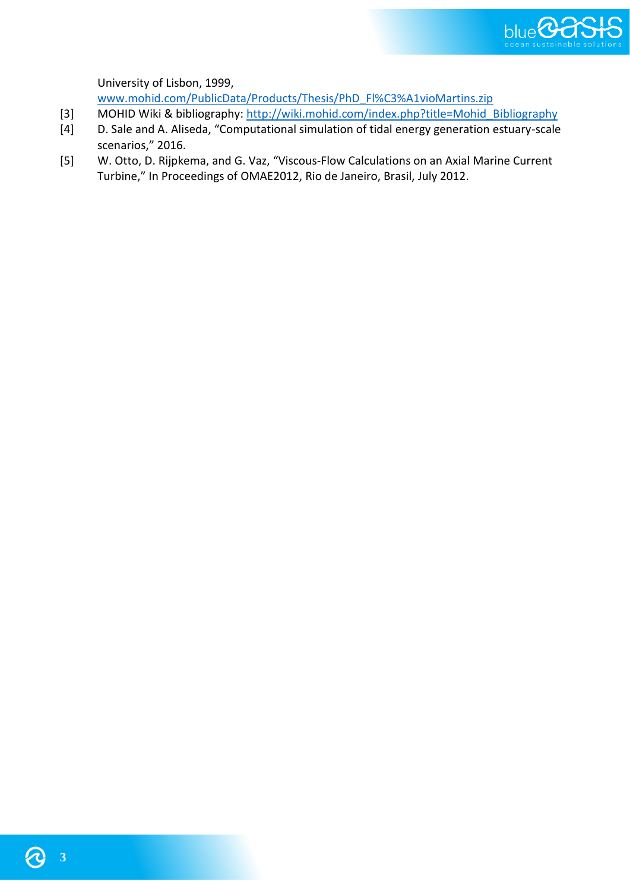University of Lisbon, 1999, www.mohid.com/PublicData/Products/Thesis/PhD_Fl%C3%A1vioMartins.zip

[3] MOHID Wiki & bibliography: http://wiki.mohid.com/index.php?title=Mohid_Bibliography

[4] D. Sale and A. Aliseda, “Computational simulation of tidal energy generation estuary-scale scenarios,” 2016.

[5] W. Otto, D. Rijpkema, and G. Vaz, “Viscous-Flow Calculations on an Axial Marine Current Turbine,” In Proceedings of OMAE2012, Rio de Janeiro, Brasil, July 2012.